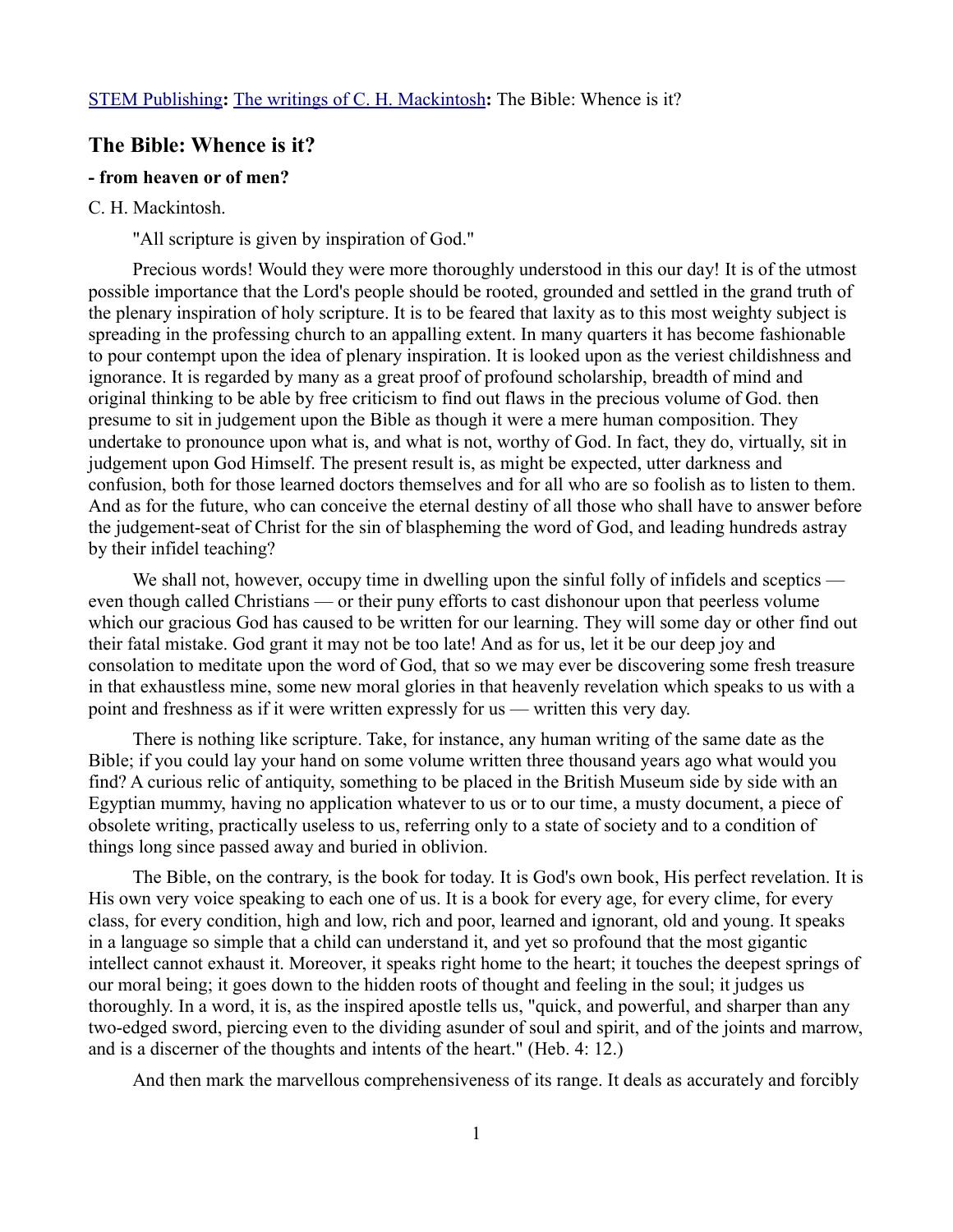STEM Publishing**:** The writings of C. H. Mackintosh**:** The Bible: Whence is it?

## The Bible: Whence is it?

### - from heaven or of men?

C. H. Mackintosh.

"All scripture is given by inspiration of God."

Precious words! Would they were more thoroughly understood in this our day! It is of the utmost possible importance that the Lord's people should be rooted, grounded and settled in the grand truth of the plenary inspiration of holy scripture. It is to be feared that laxity as to this most weighty subject is spreading in the professing church to an appalling extent. In many quarters it has become fashionable to pour contempt upon the idea of plenary inspiration. It is looked upon as the veriest childishness and ignorance. It is regarded by many as a great proof of profound scholarship, breadth of mind and original thinking to be able by free criticism to find out flaws in the precious volume of God. then presume to sit in judgement upon the Bible as though it were a mere human composition. They undertake to pronounce upon what is, and what is not, worthy of God. In fact, they do, virtually, sit in judgement upon God Himself. The present result is, as might be expected, utter darkness and confusion, both for those learned doctors themselves and for all who are so foolish as to listen to them. And as for the future, who can conceive the eternal destiny of all those who shall have to answer before the judgement-seat of Christ for the sin of blaspheming the word of God, and leading hundreds astray by their infidel teaching?

We shall not, however, occupy time in dwelling upon the sinful folly of infidels and sceptics — even though called Christians — or their puny efforts to cast dishonour upon that peerless volume which our gracious God has caused to be written for our learning. They will some day or other find out their fatal mistake. God grant it may not be too late! And as for us, let it be our deep joy and consolation to meditate upon the word of God, that so we may ever be discovering some fresh treasure in that exhaustless mine, some new moral glories in that heavenly revelation which speaks to us with a point and freshness as if it were written expressly for us — written this very day.

There is nothing like scripture. Take, for instance, any human writing of the same date as the Bible; if you could lay your hand on some volume written three thousand years ago what would you find? A curious relic of antiquity, something to be placed in the British Museum side by side with an Egyptian mummy, having no application whatever to us or to our time, a musty document, a piece of obsolete writing, practically useless to us, referring only to a state of society and to a condition of things long since passed away and buried in oblivion.

The Bible, on the contrary, is the book for today. It is God's own book, His perfect revelation. It is His own very voice speaking to each one of us. It is a book for every age, for every clime, for every class, for every condition, high and low, rich and poor, learned and ignorant, old and young. It speaks in a language so simple that a child can understand it, and yet so profound that the most gigantic intellect cannot exhaust it. Moreover, it speaks right home to the heart; it touches the deepest springs of our moral being; it goes down to the hidden roots of thought and feeling in the soul; it judges us thoroughly. In a word, it is, as the inspired apostle tells us, "quick, and powerful, and sharper than any two-edged sword, piercing even to the dividing asunder of soul and spirit, and of the joints and marrow, and is a discerner of the thoughts and intents of the heart." (Heb. 4: 12.)

And then mark the marvellous comprehensiveness of its range. It deals as accurately and forcibly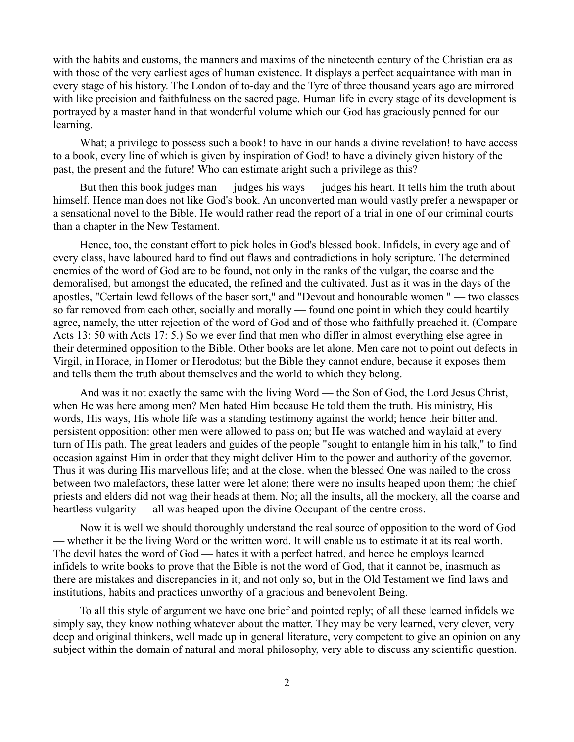with the habits and customs, the manners and maxims of the nineteenth century of the Christian era as with those of the very earliest ages of human existence. It displays a perfect acquaintance with man in every stage of his history. The London of to-day and the Tyre of three thousand years ago are mirrored with like precision and faithfulness on the sacred page. Human life in every stage of its development is portrayed by a master hand in that wonderful volume which our God has graciously penned for our learning.

What; a privilege to possess such a book! to have in our hands a divine revelation! to have access to a book, every line of which is given by inspiration of God! to have a divinely given history of the past, the present and the future! Who can estimate aright such a privilege as this?

But then this book judges man — judges his ways — judges his heart. It tells him the truth about himself. Hence man does not like God's book. An unconverted man would vastly prefer a newspaper or a sensational novel to the Bible. He would rather read the report of a trial in one of our criminal courts than a chapter in the New Testament.

Hence, too, the constant effort to pick holes in God's blessed book. Infidels, in every age and of every class, have laboured hard to find out flaws and contradictions in holy scripture. The determined enemies of the word of God are to be found, not only in the ranks of the vulgar, the coarse and the demoralised, but amongst the educated, the refined and the cultivated. Just as it was in the days of the apostles, "Certain lewd fellows of the baser sort," and "Devout and honourable women " — two classes so far removed from each other, socially and morally — found one point in which they could heartily agree, namely, the utter rejection of the word of God and of those who faithfully preached it. (Compare Acts 13: 50 with Acts 17: 5.) So we ever find that men who differ in almost everything else agree in their determined opposition to the Bible. Other books are let alone. Men care not to point out defects in Virgil, in Horace, in Homer or Herodotus; but the Bible they cannot endure, because it exposes them and tells them the truth about themselves and the world to which they belong.

And was it not exactly the same with the living Word — the Son of God, the Lord Jesus Christ, when He was here among men? Men hated Him because He told them the truth. His ministry, His words, His ways, His whole life was a standing testimony against the world; hence their bitter and. persistent opposition: other men were allowed to pass on; but He was watched and waylaid at every turn of His path. The great leaders and guides of the people "sought to entangle him in his talk," to find occasion against Him in order that they might deliver Him to the power and authority of the governor. Thus it was during His marvellous life; and at the close. when the blessed One was nailed to the cross between two malefactors, these latter were let alone; there were no insults heaped upon them; the chief priests and elders did not wag their heads at them. No; all the insults, all the mockery, all the coarse and heartless vulgarity — all was heaped upon the divine Occupant of the centre cross.

Now it is well we should thoroughly understand the real source of opposition to the word of God — whether it be the living Word or the written word. It will enable us to estimate it at its real worth. The devil hates the word of God — hates it with a perfect hatred, and hence he employs learned infidels to write books to prove that the Bible is not the word of God, that it cannot be, inasmuch as there are mistakes and discrepancies in it; and not only so, but in the Old Testament we find laws and institutions, habits and practices unworthy of a gracious and benevolent Being.

To all this style of argument we have one brief and pointed reply; of all these learned infidels we simply say, they know nothing whatever about the matter. They may be very learned, very clever, very deep and original thinkers, well made up in general literature, very competent to give an opinion on any subject within the domain of natural and moral philosophy, very able to discuss any scientific question.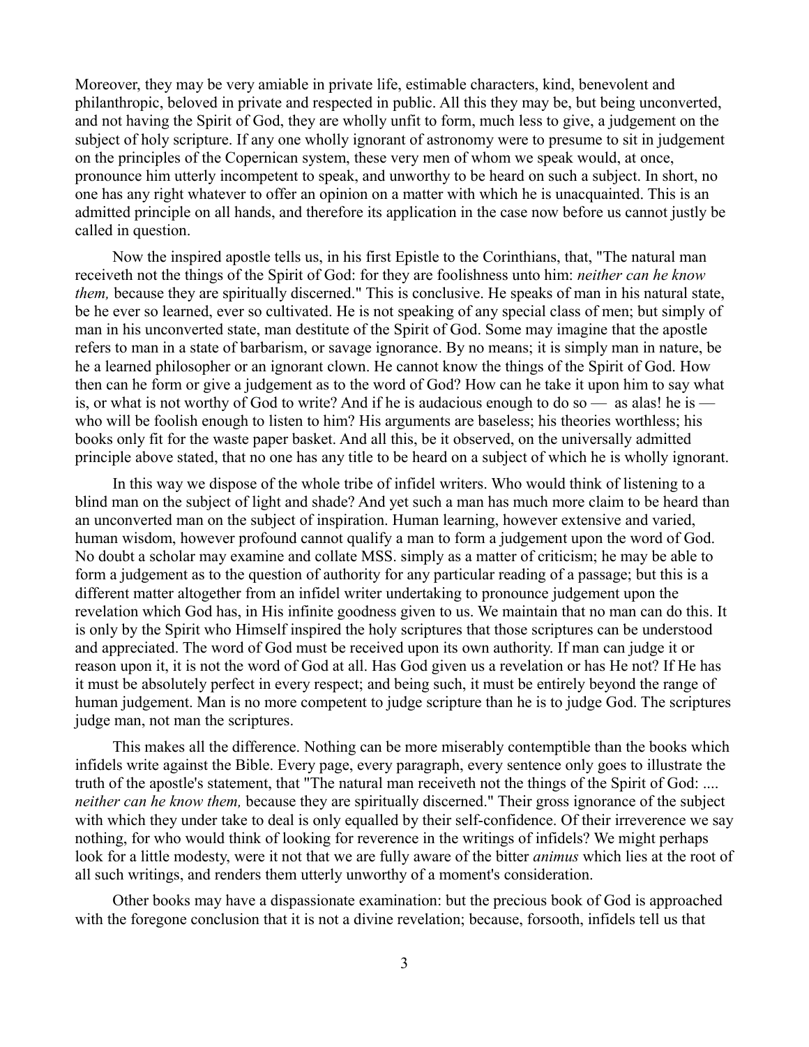Moreover, they may be very amiable in private life, estimable characters, kind, benevolent and philanthropic, beloved in private and respected in public. All this they may be, but being unconverted, and not having the Spirit of God, they are wholly unfit to form, much less to give, a judgement on the subject of holy scripture. If any one wholly ignorant of astronomy were to presume to sit in judgement on the principles of the Copernican system, these very men of whom we speak would, at once, pronounce him utterly incompetent to speak, and unworthy to be heard on such a subject. In short, no one has any right whatever to offer an opinion on a matter with which he is unacquainted. This is an admitted principle on all hands, and therefore its application in the case now before us cannot justly be called in question.

Now the inspired apostle tells us, in his first Epistle to the Corinthians, that, "The natural man receiveth not the things of the Spirit of God: for they are foolishness unto him: *neither can he know them,* because they are spiritually discerned." This is conclusive. He speaks of man in his natural state, be he ever so learned, ever so cultivated. He is not speaking of any special class of men; but simply of man in his unconverted state, man destitute of the Spirit of God. Some may imagine that the apostle refers to man in a state of barbarism, or savage ignorance. By no means; it is simply man in nature, be he a learned philosopher or an ignorant clown. He cannot know the things of the Spirit of God. How then can he form or give a judgement as to the word of God? How can he take it upon him to say what is, or what is not worthy of God to write? And if he is audacious enough to do so — as alas! he is — who will be foolish enough to listen to him? His arguments are baseless; his theories worthless; his books only fit for the waste paper basket. And all this, be it observed, on the universally admitted principle above stated, that no one has any title to be heard on a subject of which he is wholly ignorant.

In this way we dispose of the whole tribe of infidel writers. Who would think of listening to a blind man on the subject of light and shade? And yet such a man has much more claim to be heard than an unconverted man on the subject of inspiration. Human learning, however extensive and varied, human wisdom, however profound cannot qualify a man to form a judgement upon the word of God. No doubt a scholar may examine and collate MSS. simply as a matter of criticism; he may be able to form a judgement as to the question of authority for any particular reading of a passage; but this is a different matter altogether from an infidel writer undertaking to pronounce judgement upon the revelation which God has, in His infinite goodness given to us. We maintain that no man can do this. It is only by the Spirit who Himself inspired the holy scriptures that those scriptures can be understood and appreciated. The word of God must be received upon its own authority. If man can judge it or reason upon it, it is not the word of God at all. Has God given us a revelation or has He not? If He has it must be absolutely perfect in every respect; and being such, it must be entirely beyond the range of human judgement. Man is no more competent to judge scripture than he is to judge God. The scriptures judge man, not man the scriptures.

This makes all the difference. Nothing can be more miserably contemptible than the books which infidels write against the Bible. Every page, every paragraph, every sentence only goes to illustrate the truth of the apostle's statement, that "The natural man receiveth not the things of the Spirit of God: .... *neither can he know them,* because they are spiritually discerned." Their gross ignorance of the subject with which they under take to deal is only equalled by their self-confidence. Of their irreverence we say nothing, for who would think of looking for reverence in the writings of infidels? We might perhaps look for a little modesty, were it not that we are fully aware of the bitter *animus* which lies at the root of all such writings, and renders them utterly unworthy of a moment's consideration.

Other books may have a dispassionate examination: but the precious book of God is approached with the foregone conclusion that it is not a divine revelation; because, forsooth, infidels tell us that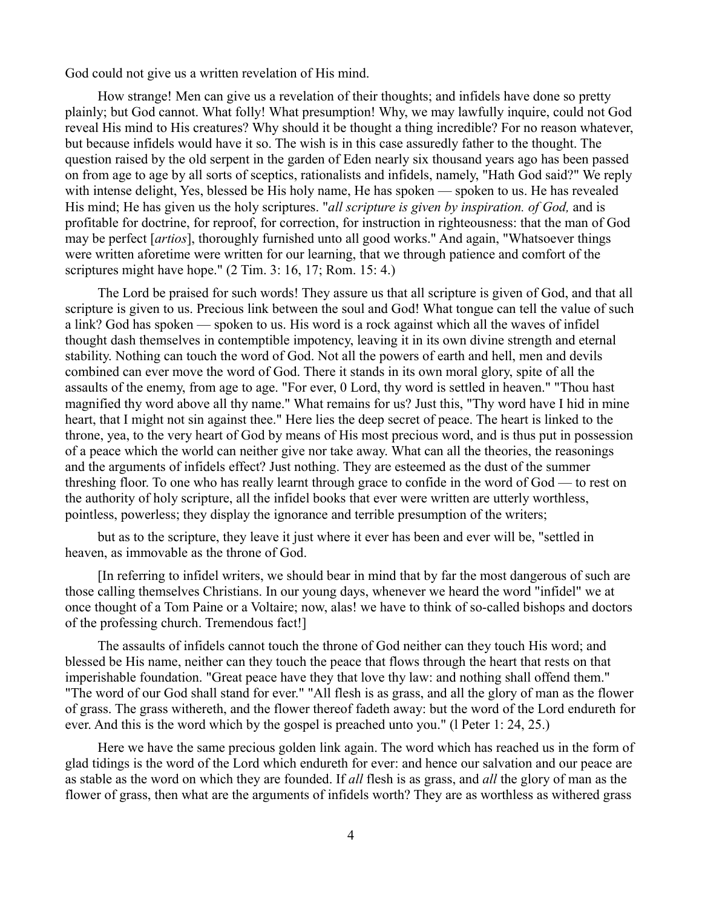God could not give us a written revelation of His mind.

How strange! Men can give us a revelation of their thoughts; and infidels have done so pretty plainly; but God cannot. What folly! What presumption! Why, we may lawfully inquire, could not God reveal His mind to His creatures? Why should it be thought a thing incredible? For no reason whatever, but because infidels would have it so. The wish is in this case assuredly father to the thought. The question raised by the old serpent in the garden of Eden nearly six thousand years ago has been passed on from age to age by all sorts of sceptics, rationalists and infidels, namely, "Hath God said?" We reply with intense delight, Yes, blessed be His holy name, He has spoken — spoken to us. He has revealed His mind; He has given us the holy scriptures. "*all scripture is given by inspiration. of God,* and is profitable for doctrine, for reproof, for correction, for instruction in righteousness: that the man of God may be perfect [*artios*], thoroughly furnished unto all good works." And again, "Whatsoever things were written aforetime were written for our learning, that we through patience and comfort of the scriptures might have hope." (2 Tim. 3: 16, 17; Rom. 15: 4.)

The Lord be praised for such words! They assure us that all scripture is given of God, and that all scripture is given to us. Precious link between the soul and God! What tongue can tell the value of such a link? God has spoken — spoken to us. His word is a rock against which all the waves of infidel thought dash themselves in contemptible impotency, leaving it in its own divine strength and eternal stability. Nothing can touch the word of God. Not all the powers of earth and hell, men and devils combined can ever move the word of God. There it stands in its own moral glory, spite of all the assaults of the enemy, from age to age. "For ever, 0 Lord, thy word is settled in heaven." "Thou hast magnified thy word above all thy name." What remains for us? Just this, "Thy word have I hid in mine heart, that I might not sin against thee." Here lies the deep secret of peace. The heart is linked to the throne, yea, to the very heart of God by means of His most precious word, and is thus put in possession of a peace which the world can neither give nor take away. What can all the theories, the reasonings and the arguments of infidels effect? Just nothing. They are esteemed as the dust of the summer threshing floor. To one who has really learnt through grace to confide in the word of God — to rest on the authority of holy scripture, all the infidel books that ever were written are utterly worthless, pointless, powerless; they display the ignorance and terrible presumption of the writers;

but as to the scripture, they leave it just where it ever has been and ever will be, "settled in heaven, as immovable as the throne of God.

[In referring to infidel writers, we should bear in mind that by far the most dangerous of such are those calling themselves Christians. In our young days, whenever we heard the word "infidel" we at once thought of a Tom Paine or a Voltaire; now, alas! we have to think of so-called bishops and doctors of the professing church. Tremendous fact!]

The assaults of infidels cannot touch the throne of God neither can they touch His word; and blessed be His name, neither can they touch the peace that flows through the heart that rests on that imperishable foundation. "Great peace have they that love thy law: and nothing shall offend them." "The word of our God shall stand for ever." "All flesh is as grass, and all the glory of man as the flower of grass. The grass withereth, and the flower thereof fadeth away: but the word of the Lord endureth for ever. And this is the word which by the gospel is preached unto you." (l Peter 1: 24, 25.)

Here we have the same precious golden link again. The word which has reached us in the form of glad tidings is the word of the Lord which endureth for ever: and hence our salvation and our peace are as stable as the word on which they are founded. If *all* flesh is as grass, and *all* the glory of man as the flower of grass, then what are the arguments of infidels worth? They are as worthless as withered grass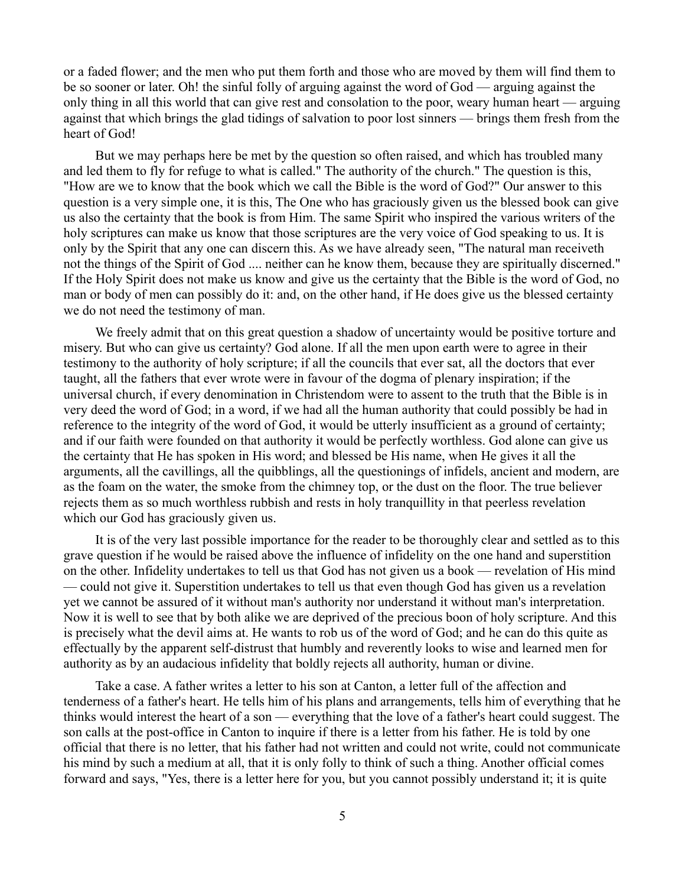or a faded flower; and the men who put them forth and those who are moved by them will find them to be so sooner or later. Oh! the sinful folly of arguing against the word of God — arguing against the only thing in all this world that can give rest and consolation to the poor, weary human heart — arguing against that which brings the glad tidings of salvation to poor lost sinners — brings them fresh from the heart of God!

But we may perhaps here be met by the question so often raised, and which has troubled many and led them to fly for refuge to what is called." The authority of the church." The question is this, "How are we to know that the book which we call the Bible is the word of God?" Our answer to this question is a very simple one, it is this, The One who has graciously given us the blessed book can give us also the certainty that the book is from Him. The same Spirit who inspired the various writers of the holy scriptures can make us know that those scriptures are the very voice of God speaking to us. It is only by the Spirit that any one can discern this. As we have already seen, "The natural man receiveth not the things of the Spirit of God .... neither can he know them, because they are spiritually discerned." If the Holy Spirit does not make us know and give us the certainty that the Bible is the word of God, no man or body of men can possibly do it: and, on the other hand, if He does give us the blessed certainty we do not need the testimony of man.

We freely admit that on this great question a shadow of uncertainty would be positive torture and misery. But who can give us certainty? God alone. If all the men upon earth were to agree in their testimony to the authority of holy scripture; if all the councils that ever sat, all the doctors that ever taught, all the fathers that ever wrote were in favour of the dogma of plenary inspiration; if the universal church, if every denomination in Christendom were to assent to the truth that the Bible is in very deed the word of God; in a word, if we had all the human authority that could possibly be had in reference to the integrity of the word of God, it would be utterly insufficient as a ground of certainty; and if our faith were founded on that authority it would be perfectly worthless. God alone can give us the certainty that He has spoken in His word; and blessed be His name, when He gives it all the arguments, all the cavillings, all the quibblings, all the questionings of infidels, ancient and modern, are as the foam on the water, the smoke from the chimney top, or the dust on the floor. The true believer rejects them as so much worthless rubbish and rests in holy tranquillity in that peerless revelation which our God has graciously given us.

It is of the very last possible importance for the reader to be thoroughly clear and settled as to this grave question if he would be raised above the influence of infidelity on the one hand and superstition on the other. Infidelity undertakes to tell us that God has not given us a book — revelation of His mind — could not give it. Superstition undertakes to tell us that even though God has given us a revelation yet we cannot be assured of it without man's authority nor understand it without man's interpretation. Now it is well to see that by both alike we are deprived of the precious boon of holy scripture. And this is precisely what the devil aims at. He wants to rob us of the word of God; and he can do this quite as effectually by the apparent self-distrust that humbly and reverently looks to wise and learned men for authority as by an audacious infidelity that boldly rejects all authority, human or divine.

Take a case. A father writes a letter to his son at Canton, a letter full of the affection and tenderness of a father's heart. He tells him of his plans and arrangements, tells him of everything that he thinks would interest the heart of a son — everything that the love of a father's heart could suggest. The son calls at the post-office in Canton to inquire if there is a letter from his father. He is told by one official that there is no letter, that his father had not written and could not write, could not communicate his mind by such a medium at all, that it is only folly to think of such a thing. Another official comes forward and says, "Yes, there is a letter here for you, but you cannot possibly understand it; it is quite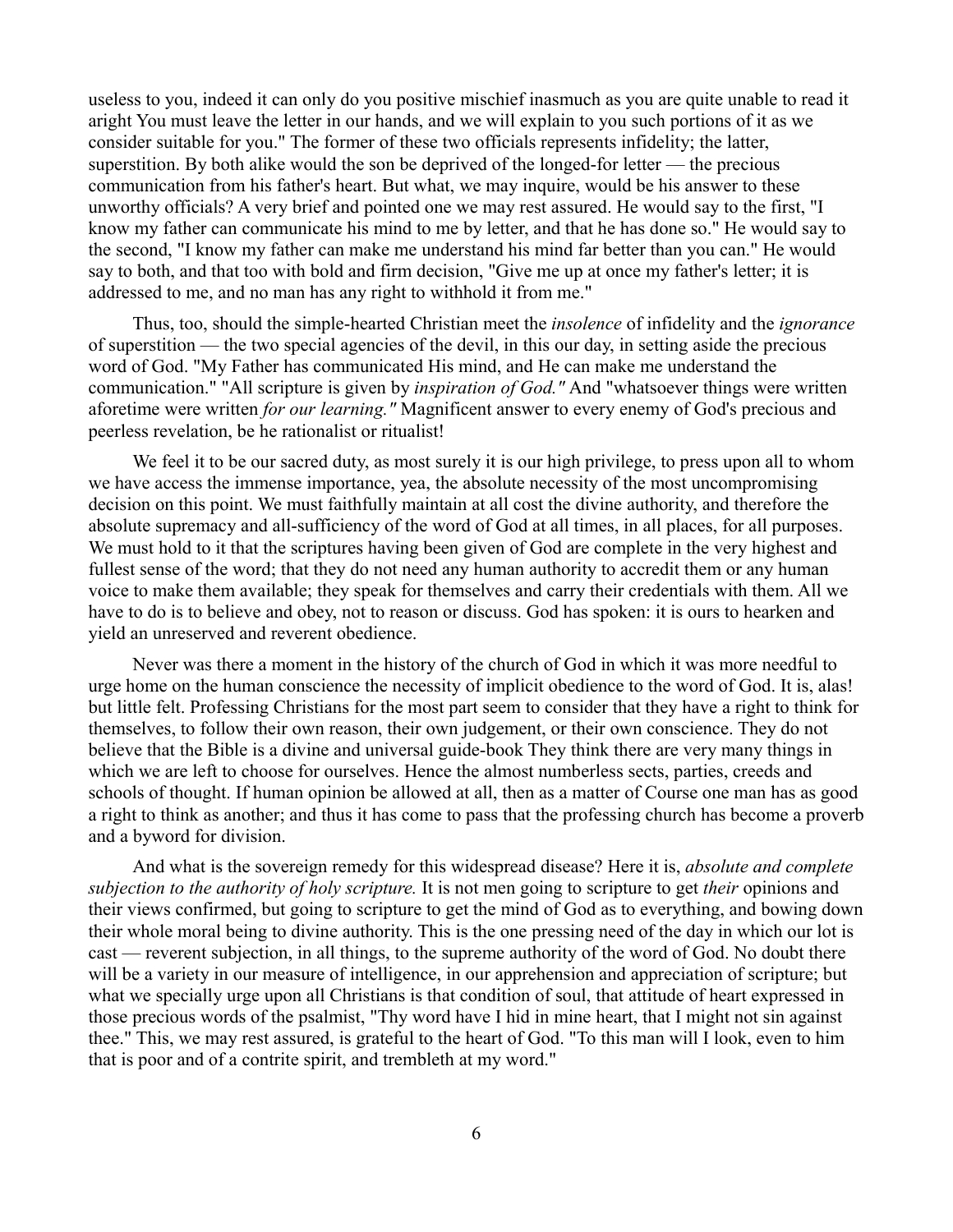useless to you, indeed it can only do you positive mischief inasmuch as you are quite unable to read it aright You must leave the letter in our hands, and we will explain to you such portions of it as we consider suitable for you." The former of these two officials represents infidelity; the latter, superstition. By both alike would the son be deprived of the longed-for letter — the precious communication from his father's heart. But what, we may inquire, would be his answer to these unworthy officials? A very brief and pointed one we may rest assured. He would say to the first, "I know my father can communicate his mind to me by letter, and that he has done so." He would say to the second, "I know my father can make me understand his mind far better than you can." He would say to both, and that too with bold and firm decision, "Give me up at once my father's letter; it is addressed to me, and no man has any right to withhold it from me."

Thus, too, should the simple-hearted Christian meet the *insolence* of infidelity and the *ignorance* of superstition — the two special agencies of the devil, in this our day, in setting aside the precious word of God. "My Father has communicated His mind, and He can make me understand the communication." "All scripture is given by *inspiration of God."* And "whatsoever things were written aforetime were written *for our learning."* Magnificent answer to every enemy of God's precious and peerless revelation, be he rationalist or ritualist!

We feel it to be our sacred duty, as most surely it is our high privilege, to press upon all to whom we have access the immense importance, yea, the absolute necessity of the most uncompromising decision on this point. We must faithfully maintain at all cost the divine authority, and therefore the absolute supremacy and all-sufficiency of the word of God at all times, in all places, for all purposes. We must hold to it that the scriptures having been given of God are complete in the very highest and fullest sense of the word; that they do not need any human authority to accredit them or any human voice to make them available; they speak for themselves and carry their credentials with them. All we have to do is to believe and obey, not to reason or discuss. God has spoken: it is ours to hearken and yield an unreserved and reverent obedience.

Never was there a moment in the history of the church of God in which it was more needful to urge home on the human conscience the necessity of implicit obedience to the word of God. It is, alas! but little felt. Professing Christians for the most part seem to consider that they have a right to think for themselves, to follow their own reason, their own judgement, or their own conscience. They do not believe that the Bible is a divine and universal guide-book They think there are very many things in which we are left to choose for ourselves. Hence the almost numberless sects, parties, creeds and schools of thought. If human opinion be allowed at all, then as a matter of Course one man has as good a right to think as another; and thus it has come to pass that the professing church has become a proverb and a byword for division.

And what is the sovereign remedy for this widespread disease? Here it is, *absolute and complete subjection to the authority of holy scripture.* It is not men going to scripture to get *their* opinions and their views confirmed, but going to scripture to get the mind of God as to everything, and bowing down their whole moral being to divine authority. This is the one pressing need of the day in which our lot is cast — reverent subjection, in all things, to the supreme authority of the word of God. No doubt there will be a variety in our measure of intelligence, in our apprehension and appreciation of scripture; but what we specially urge upon all Christians is that condition of soul, that attitude of heart expressed in those precious words of the psalmist, "Thy word have I hid in mine heart, that I might not sin against thee." This, we may rest assured, is grateful to the heart of God. "To this man will I look, even to him that is poor and of a contrite spirit, and trembleth at my word."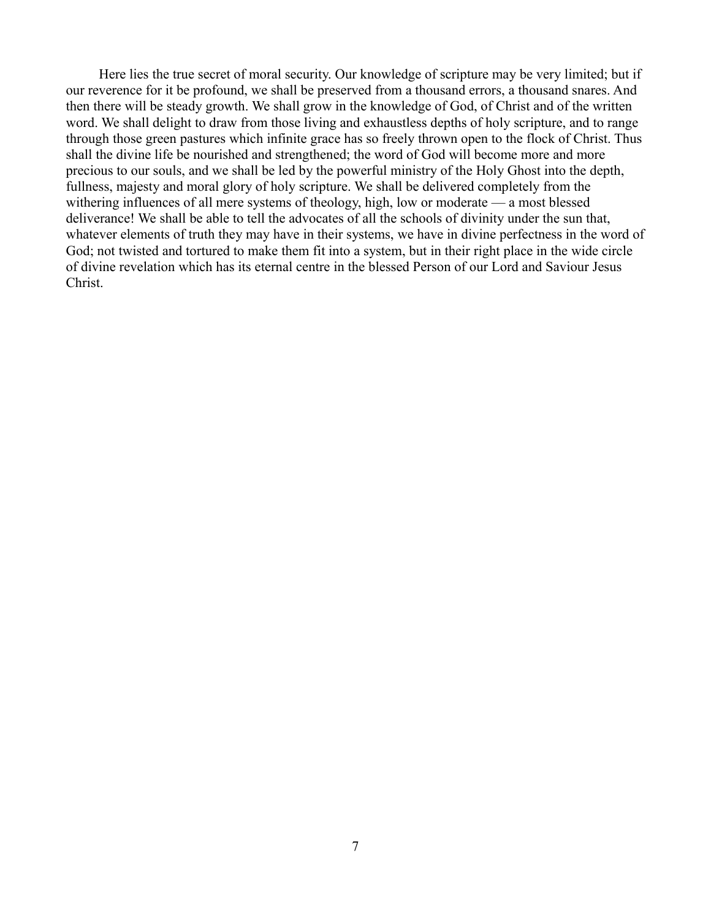Here lies the true secret of moral security. Our knowledge of scripture may be very limited; but if our reverence for it be profound, we shall be preserved from a thousand errors, a thousand snares. And then there will be steady growth. We shall grow in the knowledge of God, of Christ and of the written word. We shall delight to draw from those living and exhaustless depths of holy scripture, and to range through those green pastures which infinite grace has so freely thrown open to the flock of Christ. Thus shall the divine life be nourished and strengthened; the word of God will become more and more precious to our souls, and we shall be led by the powerful ministry of the Holy Ghost into the depth, fullness, majesty and moral glory of holy scripture. We shall be delivered completely from the withering influences of all mere systems of theology, high, low or moderate — a most blessed deliverance! We shall be able to tell the advocates of all the schools of divinity under the sun that, whatever elements of truth they may have in their systems, we have in divine perfectness in the word of God; not twisted and tortured to make them fit into a system, but in their right place in the wide circle of divine revelation which has its eternal centre in the blessed Person of our Lord and Saviour Jesus Christ.